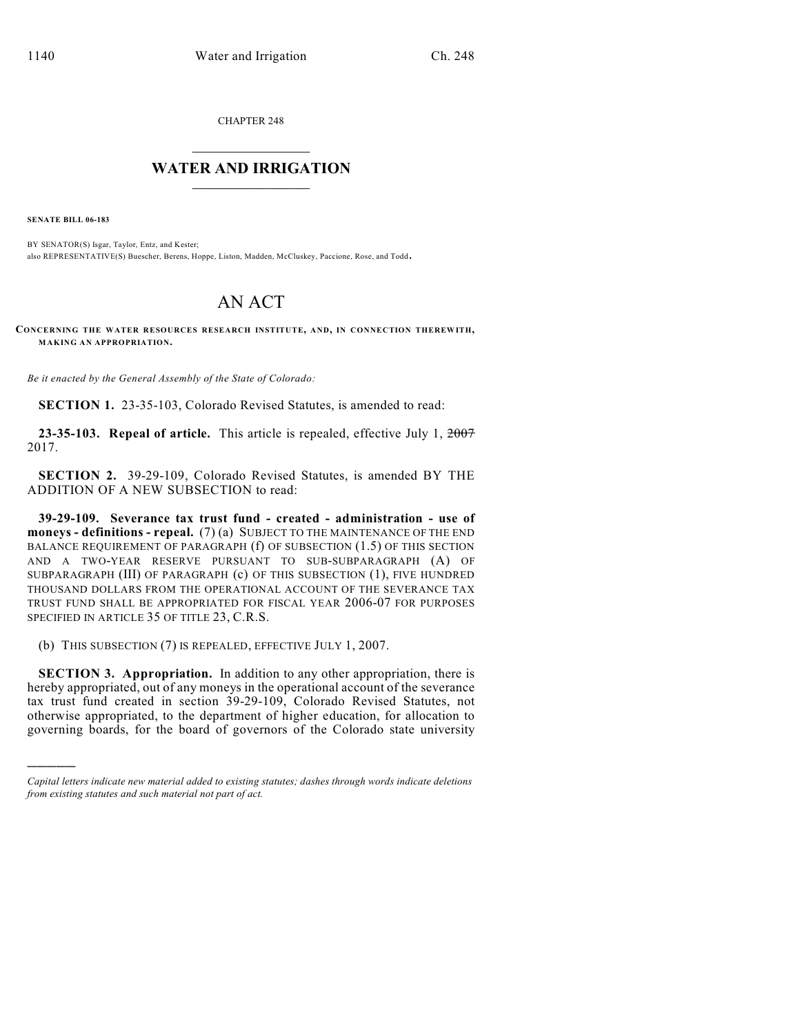CHAPTER 248

# WATER AND IRRIGATION

**SENATE BILL 06-183**

BY SENATOR(S) Isgar, Taylor, Entz, and Kester;
also REPRESENTATIVE(S) Buescher, Berens, Hoppe, Liston, Madden, McCluskey, Paccione, Rose, and Todd.

# AN ACT

**CONCERNING THE WATER RESOURCES RESEARCH INSTITUTE, AND, IN CONNECTION THEREWITH, MAKING AN APPROPRIATION.**

*Be it enacted by the General Assembly of the State of Colorado:*

**SECTION 1.** 23-35-103, Colorado Revised Statutes, is amended to read:

**23-35-103. Repeal of article.** This article is repealed, effective July 1, ~~2007~~ 2017.

**SECTION 2.** 39-29-109, Colorado Revised Statutes, is amended BY THE ADDITION OF A NEW SUBSECTION to read:

**39-29-109. Severance tax trust fund - created - administration - use of moneys - definitions - repeal.** (7) (a) SUBJECT TO THE MAINTENANCE OF THE END BALANCE REQUIREMENT OF PARAGRAPH (f) OF SUBSECTION (1.5) OF THIS SECTION AND A TWO-YEAR RESERVE PURSUANT TO SUB-SUBPARAGRAPH (A) OF SUBPARAGRAPH (III) OF PARAGRAPH (c) OF THIS SUBSECTION (1), FIVE HUNDRED THOUSAND DOLLARS FROM THE OPERATIONAL ACCOUNT OF THE SEVERANCE TAX TRUST FUND SHALL BE APPROPRIATED FOR FISCAL YEAR 2006-07 FOR PURPOSES SPECIFIED IN ARTICLE 35 OF TITLE 23, C.R.S.

(b) THIS SUBSECTION (7) IS REPEALED, EFFECTIVE JULY 1, 2007.

**SECTION 3. Appropriation.** In addition to any other appropriation, there is hereby appropriated, out of any moneys in the operational account of the severance tax trust fund created in section 39-29-109, Colorado Revised Statutes, not otherwise appropriated, to the department of higher education, for allocation to governing boards, for the board of governors of the Colorado state university

*Capital letters indicate new material added to existing statutes; dashes through words indicate deletions from existing statutes and such material not part of act.*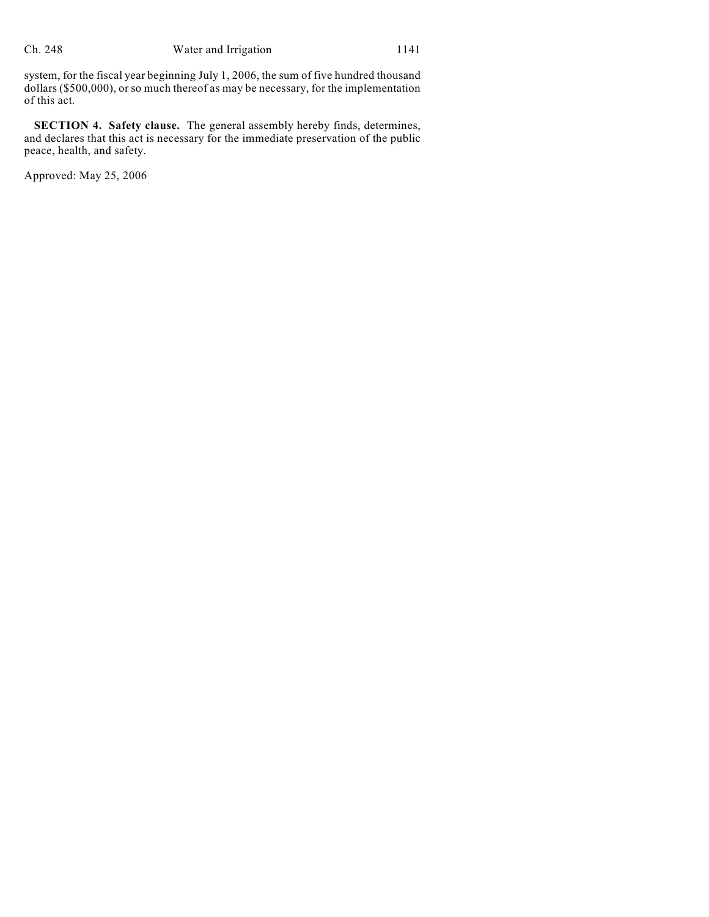system, for the fiscal year beginning July 1, 2006, the sum of five hundred thousand dollars ($500,000), or so much thereof as may be necessary, for the implementation of this act.

**SECTION 4. Safety clause.** The general assembly hereby finds, determines, and declares that this act is necessary for the immediate preservation of the public peace, health, and safety.

Approved: May 25, 2006